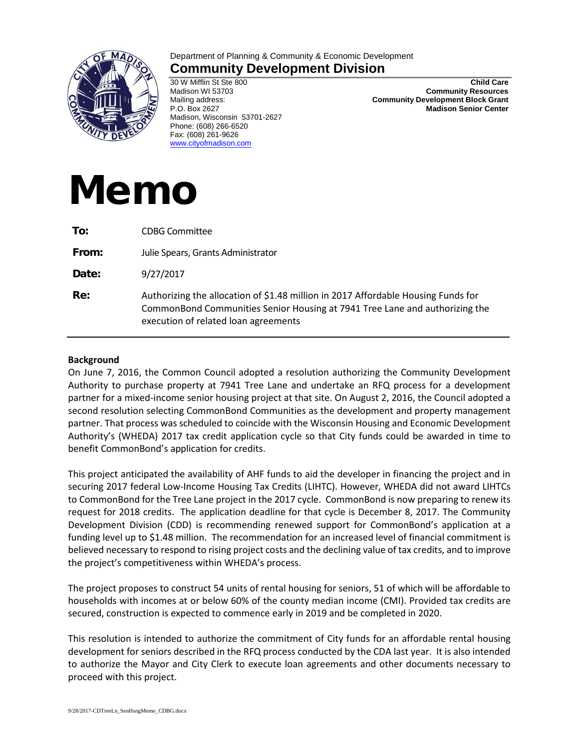Department of Planning & Community & Economic Development

## Community Development Division

30 W Mifflin St Ste 800
Madison WI 53703
Mailing address:
P.O. Box 2627
Madison, Wisconsin 53701-2627
Phone: (608) 266-6520
Fax: (608) 261-9626
www.cityofmadison.com

**Child Care**
**Community Resources**
**Community Development Block Grant**
**Madison Senior Center**

# Memo

**To:** CDBG Committee

**From:** Julie Spears, Grants Administrator

**Date:** 9/27/2017

**Re:** Authorizing the allocation of $1.48 million in 2017 Affordable Housing Funds for CommonBond Communities Senior Housing at 7941 Tree Lane and authorizing the execution of related loan agreements

---

**Background**

On June 7, 2016, the Common Council adopted a resolution authorizing the Community Development Authority to purchase property at 7941 Tree Lane and undertake an RFQ process for a development partner for a mixed-income senior housing project at that site. On August 2, 2016, the Council adopted a second resolution selecting CommonBond Communities as the development and property management partner. That process was scheduled to coincide with the Wisconsin Housing and Economic Development Authority's (WHEDA) 2017 tax credit application cycle so that City funds could be awarded in time to benefit CommonBond's application for credits.

This project anticipated the availability of AHF funds to aid the developer in financing the project and in securing 2017 federal Low-Income Housing Tax Credits (LIHTC). However, WHEDA did not award LIHTCs to CommonBond for the Tree Lane project in the 2017 cycle. CommonBond is now preparing to renew its request for 2018 credits. The application deadline for that cycle is December 8, 2017. The Community Development Division (CDD) is recommending renewed support for CommonBond's application at a funding level up to $1.48 million. The recommendation for an increased level of financial commitment is believed necessary to respond to rising project costs and the declining value of tax credits, and to improve the project's competitiveness within WHEDA's process.

The project proposes to construct 54 units of rental housing for seniors, 51 of which will be affordable to households with incomes at or below 60% of the county median income (CMI). Provided tax credits are secured, construction is expected to commence early in 2019 and be completed in 2020.

This resolution is intended to authorize the commitment of City funds for an affordable rental housing development for seniors described in the RFQ process conducted by the CDA last year. It is also intended to authorize the Mayor and City Clerk to execute loan agreements and other documents necessary to proceed with this project.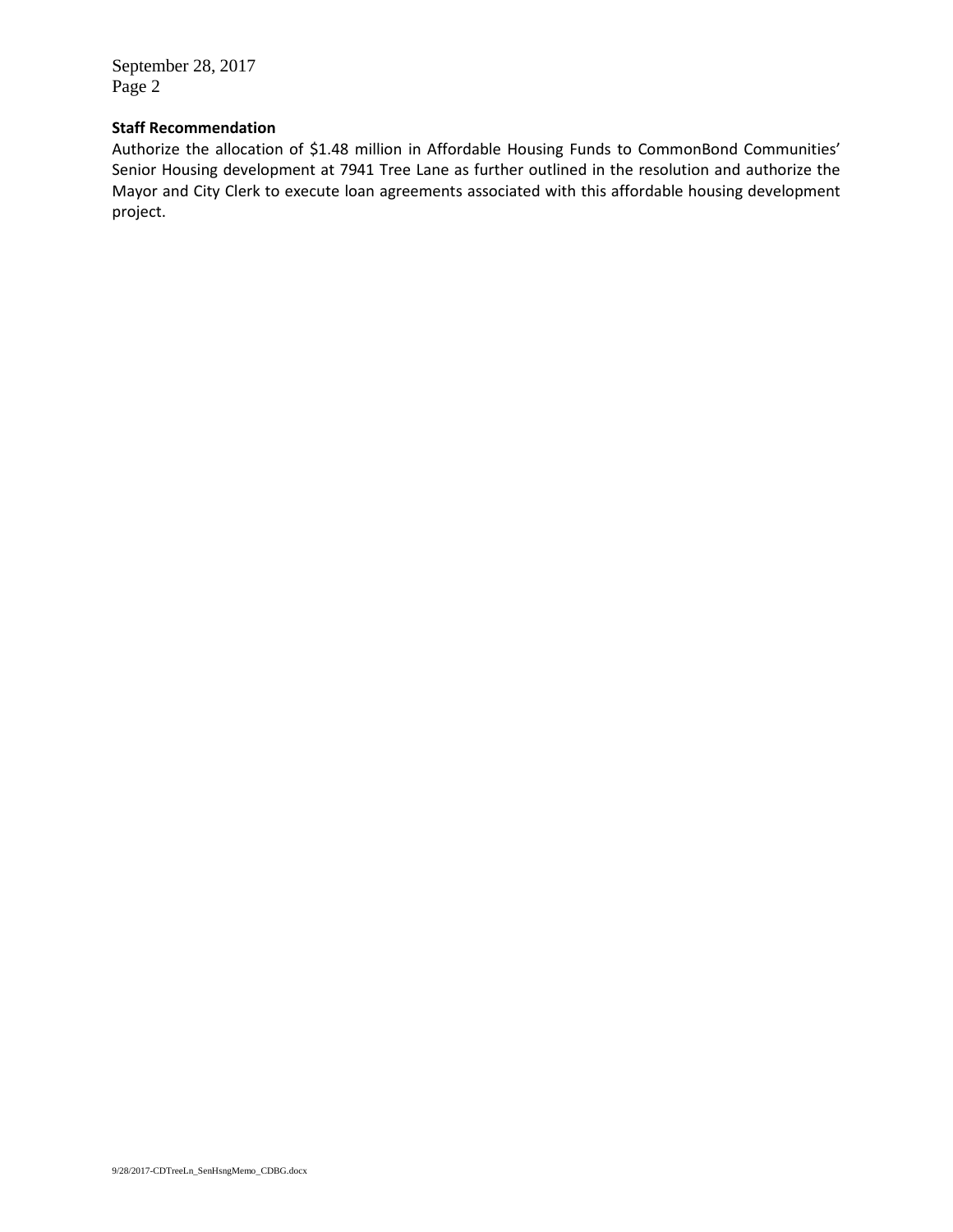**Staff Recommendation**

Authorize the allocation of $1.48 million in Affordable Housing Funds to CommonBond Communities' Senior Housing development at 7941 Tree Lane as further outlined in the resolution and authorize the Mayor and City Clerk to execute loan agreements associated with this affordable housing development project.